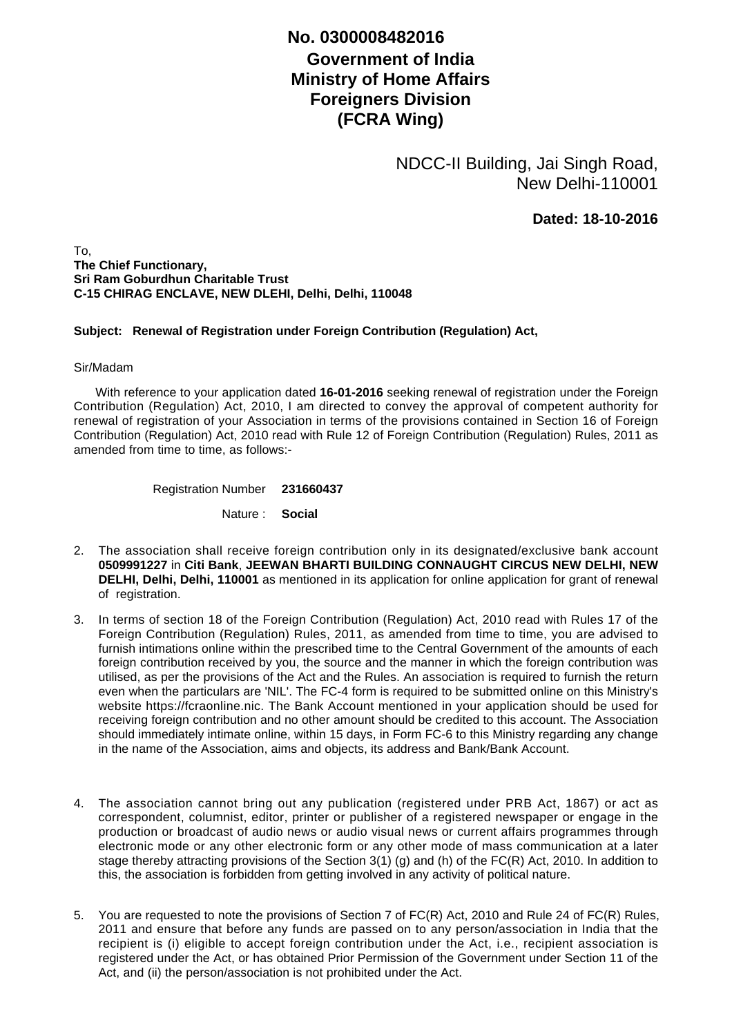**No. 0300008482016**

**Government of India**
**Ministry of Home Affairs**
**Foreigners Division**
**(FCRA Wing)**

NDCC-II Building, Jai Singh Road,
New Delhi-110001

**Dated: 18-10-2016**

To,
**The Chief Functionary,**
**Sri Ram Goburdhun Charitable Trust**
**C-15 CHIRAG ENCLAVE, NEW DLEHI, Delhi, Delhi, 110048**

**Subject: Renewal of Registration under Foreign Contribution (Regulation) Act,**

Sir/Madam

With reference to your application dated **16-01-2016** seeking renewal of registration under the Foreign Contribution (Regulation) Act, 2010, I am directed to convey the approval of competent authority for renewal of registration of your Association in terms of the provisions contained in Section 16 of Foreign Contribution (Regulation) Act, 2010 read with Rule 12 of Foreign Contribution (Regulation) Rules, 2011 as amended from time to time, as follows:-

Registration Number **231660437**

Nature : **Social**

2. The association shall receive foreign contribution only in its designated/exclusive bank account **0509991227** in **Citi Bank**, **JEEWAN BHARTI BUILDING CONNAUGHT CIRCUS NEW DELHI, NEW DELHI, Delhi, Delhi, 110001** as mentioned in its application for online application for grant of renewal of registration.

3. In terms of section 18 of the Foreign Contribution (Regulation) Act, 2010 read with Rules 17 of the Foreign Contribution (Regulation) Rules, 2011, as amended from time to time, you are advised to furnish intimations online within the prescribed time to the Central Government of the amounts of each foreign contribution received by you, the source and the manner in which the foreign contribution was utilised, as per the provisions of the Act and the Rules. An association is required to furnish the return even when the particulars are 'NIL'. The FC-4 form is required to be submitted online on this Ministry's website https://fcraonline.nic. The Bank Account mentioned in your application should be used for receiving foreign contribution and no other amount should be credited to this account. The Association should immediately intimate online, within 15 days, in Form FC-6 to this Ministry regarding any change in the name of the Association, aims and objects, its address and Bank/Bank Account.

4. The association cannot bring out any publication (registered under PRB Act, 1867) or act as correspondent, columnist, editor, printer or publisher of a registered newspaper or engage in the production or broadcast of audio news or audio visual news or current affairs programmes through electronic mode or any other electronic form or any other mode of mass communication at a later stage thereby attracting provisions of the Section 3(1) (g) and (h) of the FC(R) Act, 2010. In addition to this, the association is forbidden from getting involved in any activity of political nature.

5. You are requested to note the provisions of Section 7 of FC(R) Act, 2010 and Rule 24 of FC(R) Rules, 2011 and ensure that before any funds are passed on to any person/association in India that the recipient is (i) eligible to accept foreign contribution under the Act, i.e., recipient association is registered under the Act, or has obtained Prior Permission of the Government under Section 11 of the Act, and (ii) the person/association is not prohibited under the Act.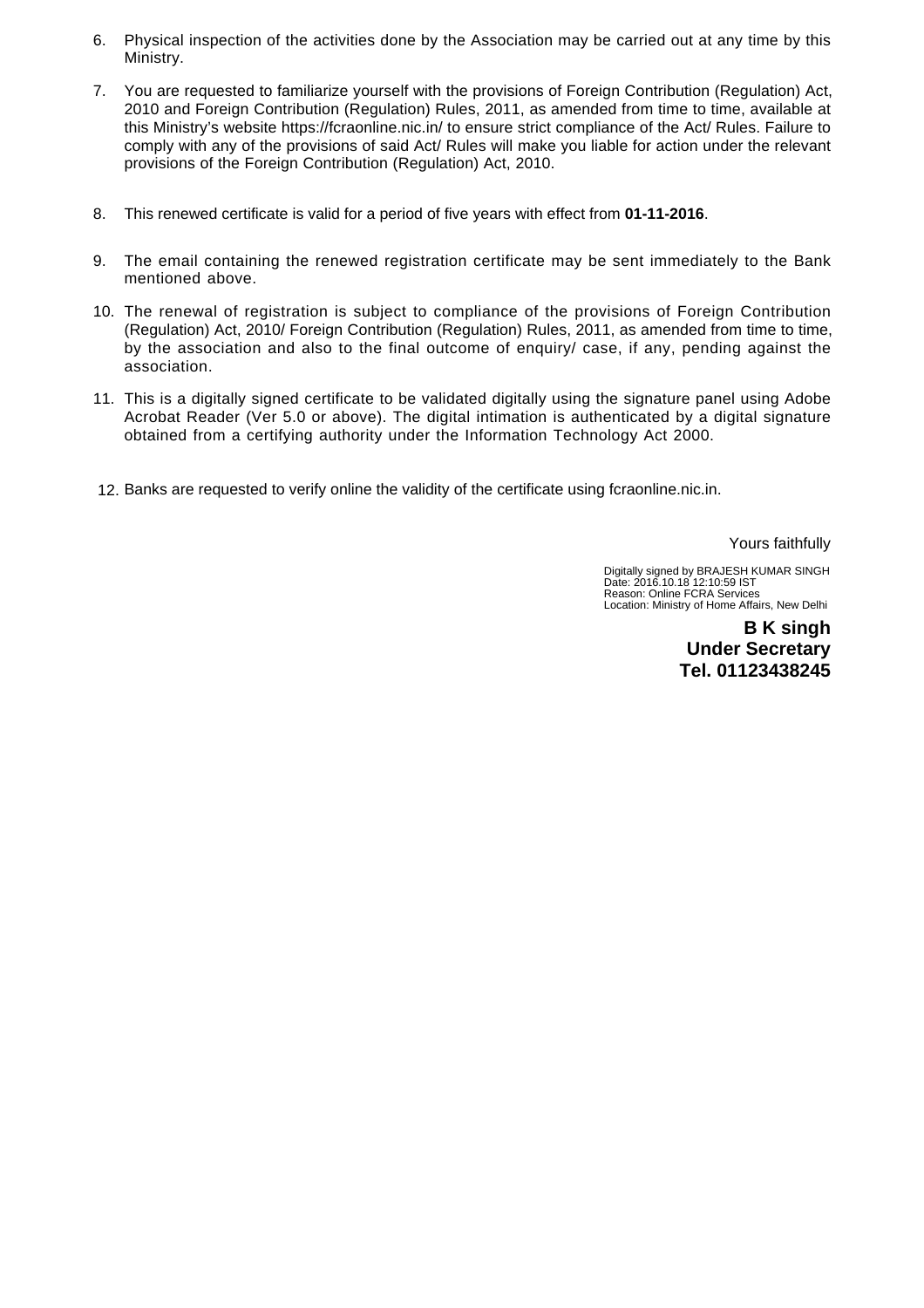6. Physical inspection of the activities done by the Association may be carried out at any time by this Ministry.

7. You are requested to familiarize yourself with the provisions of Foreign Contribution (Regulation) Act, 2010 and Foreign Contribution (Regulation) Rules, 2011, as amended from time to time, available at this Ministry's website https://fcraonline.nic.in/ to ensure strict compliance of the Act/ Rules. Failure to comply with any of the provisions of said Act/ Rules will make you liable for action under the relevant provisions of the Foreign Contribution (Regulation) Act, 2010.

8. This renewed certificate is valid for a period of five years with effect from **01-11-2016**.

9. The email containing the renewed registration certificate may be sent immediately to the Bank mentioned above.

10. The renewal of registration is subject to compliance of the provisions of Foreign Contribution (Regulation) Act, 2010/ Foreign Contribution (Regulation) Rules, 2011, as amended from time to time, by the association and also to the final outcome of enquiry/ case, if any, pending against the association.

11. This is a digitally signed certificate to be validated digitally using the signature panel using Adobe Acrobat Reader (Ver 5.0 or above). The digital intimation is authenticated by a digital signature obtained from a certifying authority under the Information Technology Act 2000.

12. Banks are requested to verify online the validity of the certificate using fcraonline.nic.in.

Yours faithfully

Digitally signed by BRAJESH KUMAR SINGH
Date: 2016.10.18 12:10:59 IST
Reason: Online FCRA Services
Location: Ministry of Home Affairs, New Delhi

**B K singh**
**Under Secretary**
**Tel. 01123438245**